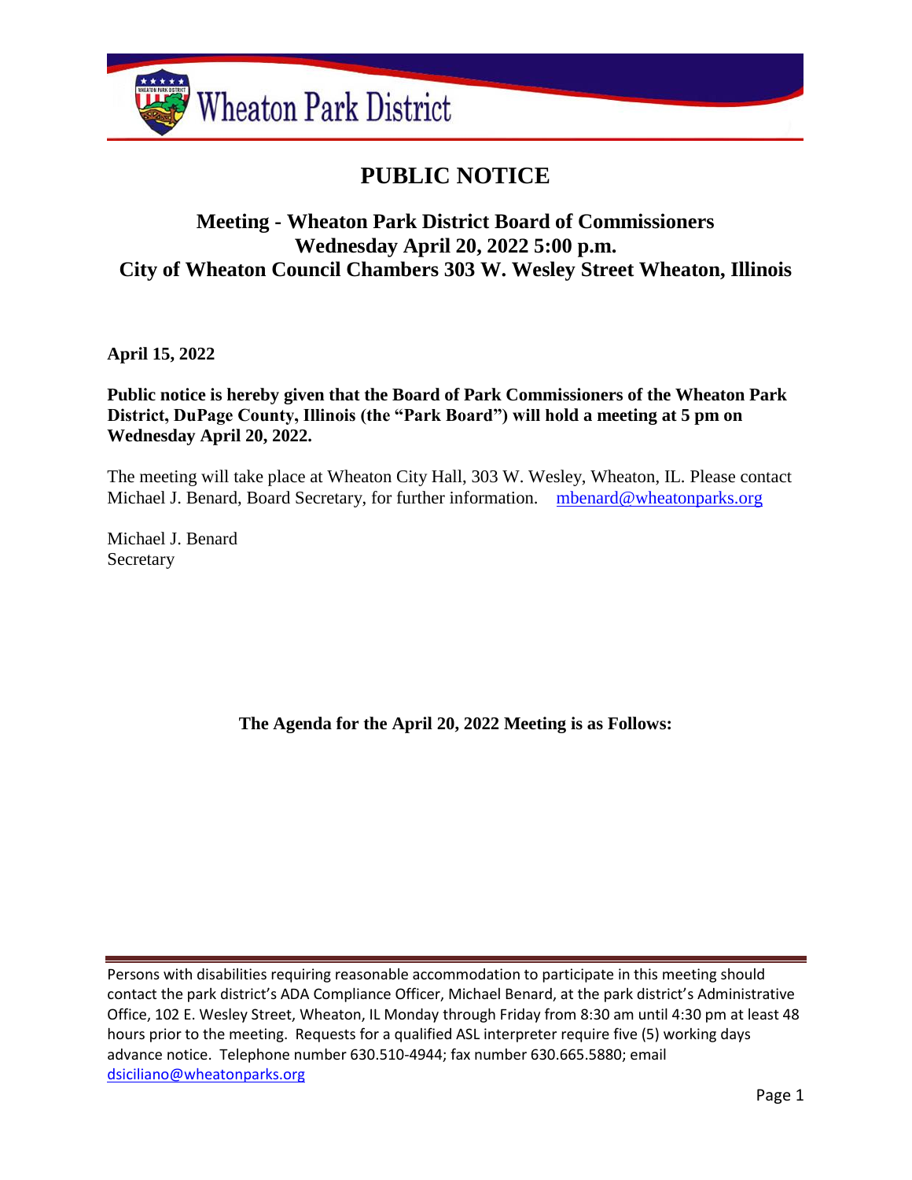Wheaton Park District

# PUBLIC NOTICE

## Meeting - Wheaton Park District Board of Commissioners
## Wednesday April 20, 2022 5:00 p.m.
## City of Wheaton Council Chambers 303 W. Wesley Street Wheaton, Illinois

**April 15, 2022**

**Public notice is hereby given that the Board of Park Commissioners of the Wheaton Park District, DuPage County, Illinois (the "Park Board") will hold a meeting at 5 pm on Wednesday April 20, 2022.**

The meeting will take place at Wheaton City Hall, 303 W. Wesley, Wheaton, IL. Please contact Michael J. Benard, Board Secretary, for further information. mbenard@wheatonparks.org

Michael J. Benard
Secretary

**The Agenda for the April 20, 2022 Meeting is as Follows:**

Persons with disabilities requiring reasonable accommodation to participate in this meeting should contact the park district's ADA Compliance Officer, Michael Benard, at the park district's Administrative Office, 102 E. Wesley Street, Wheaton, IL Monday through Friday from 8:30 am until 4:30 pm at least 48 hours prior to the meeting. Requests for a qualified ASL interpreter require five (5) working days advance notice. Telephone number 630.510-4944; fax number 630.665.5880; email dsiciliano@wheatonparks.org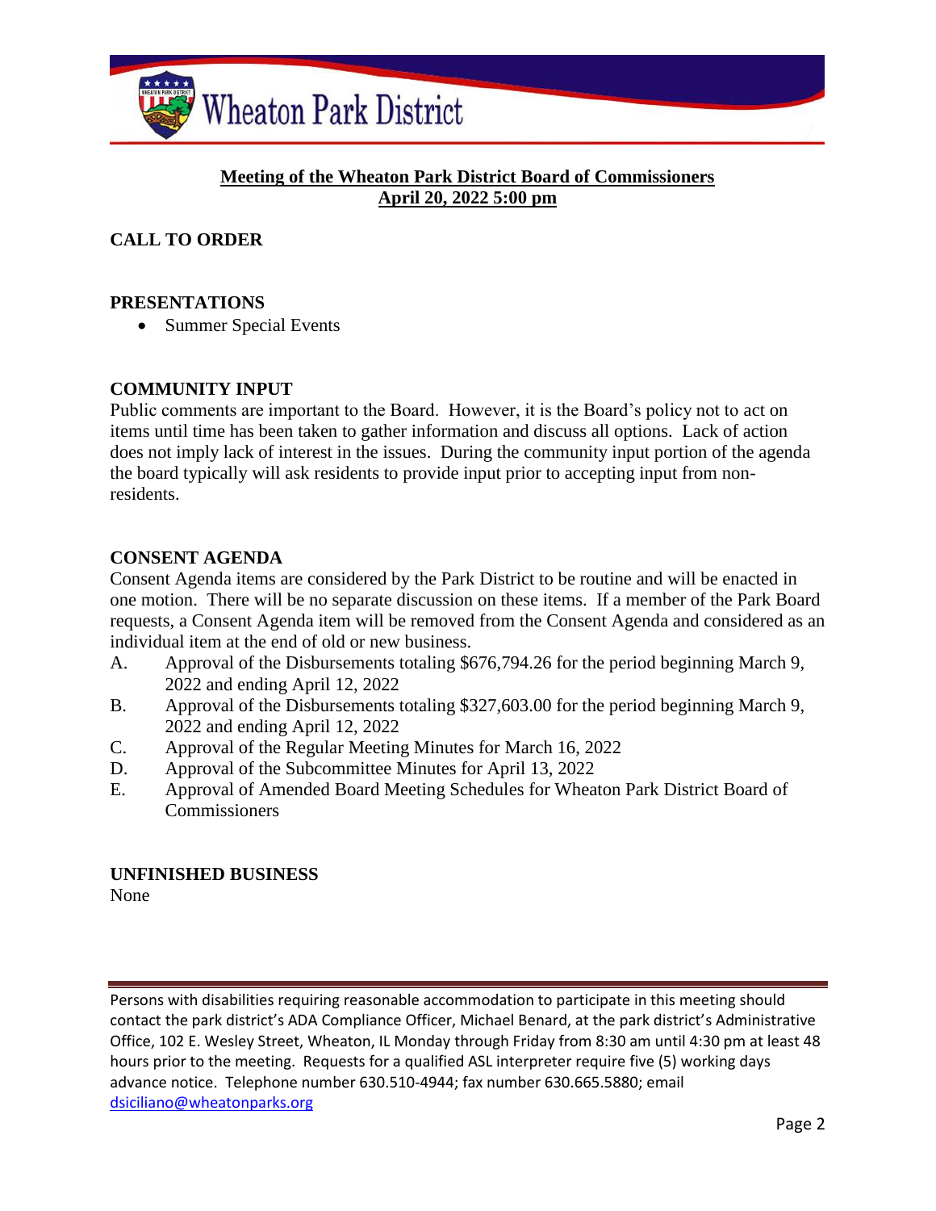**Meeting of the Wheaton Park District Board of Commissioners**
**April 20, 2022 5:00 pm**

## CALL TO ORDER

## PRESENTATIONS

- Summer Special Events

## COMMUNITY INPUT

Public comments are important to the Board. However, it is the Board's policy not to act on items until time has been taken to gather information and discuss all options. Lack of action does not imply lack of interest in the issues. During the community input portion of the agenda the board typically will ask residents to provide input prior to accepting input from non-residents.

## CONSENT AGENDA

Consent Agenda items are considered by the Park District to be routine and will be enacted in one motion. There will be no separate discussion on these items. If a member of the Park Board requests, a Consent Agenda item will be removed from the Consent Agenda and considered as an individual item at the end of old or new business.

A. Approval of the Disbursements totaling $676,794.26 for the period beginning March 9, 2022 and ending April 12, 2022

B. Approval of the Disbursements totaling $327,603.00 for the period beginning March 9, 2022 and ending April 12, 2022

C. Approval of the Regular Meeting Minutes for March 16, 2022

D. Approval of the Subcommittee Minutes for April 13, 2022

E. Approval of Amended Board Meeting Schedules for Wheaton Park District Board of Commissioners

## UNFINISHED BUSINESS

None

Persons with disabilities requiring reasonable accommodation to participate in this meeting should contact the park district's ADA Compliance Officer, Michael Benard, at the park district's Administrative Office, 102 E. Wesley Street, Wheaton, IL Monday through Friday from 8:30 am until 4:30 pm at least 48 hours prior to the meeting. Requests for a qualified ASL interpreter require five (5) working days advance notice. Telephone number 630.510-4944; fax number 630.665.5880; email dsiciliano@wheatonparks.org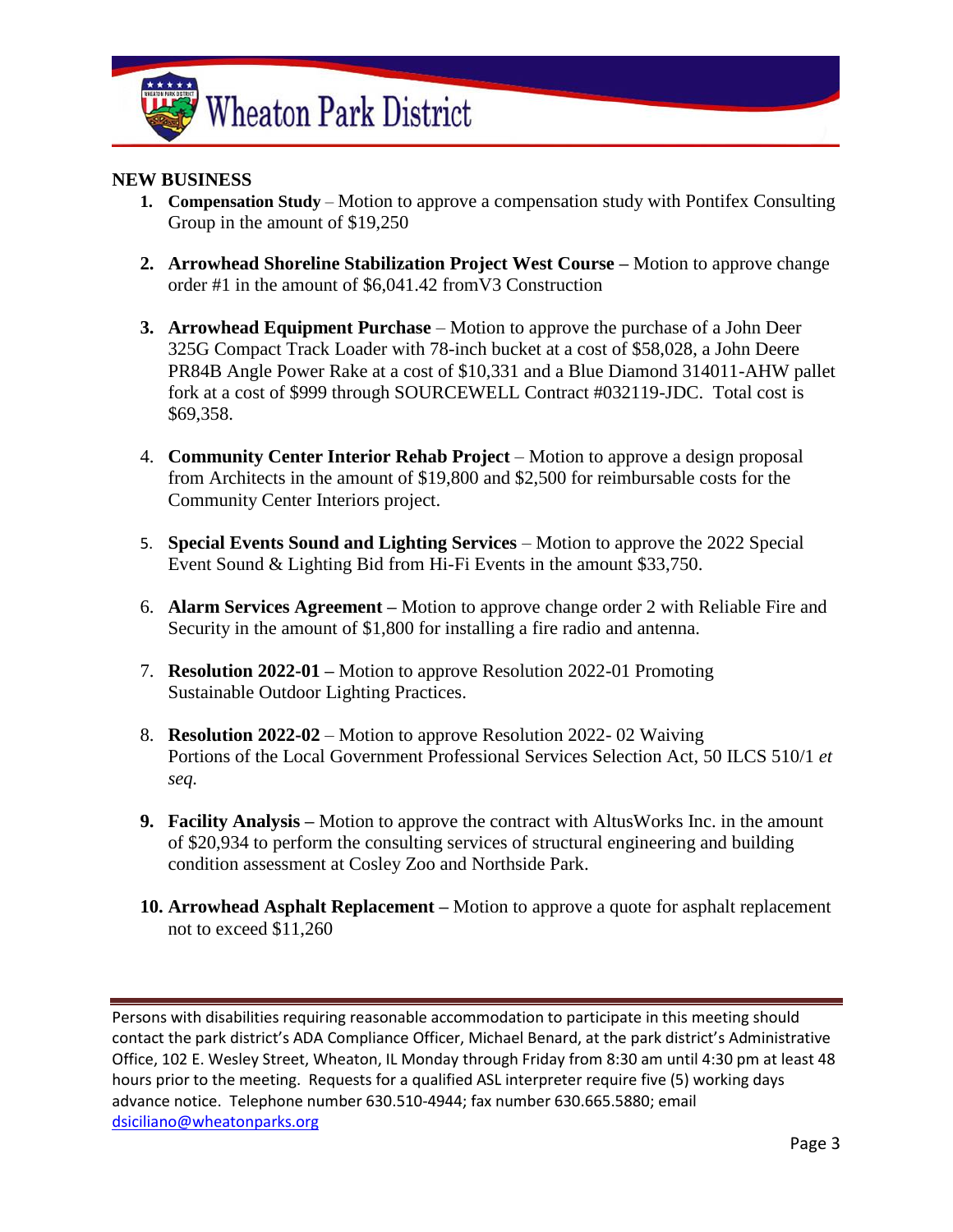## NEW BUSINESS

1. **Compensation Study** – Motion to approve a compensation study with Pontifex Consulting Group in the amount of $19,250

2. **Arrowhead Shoreline Stabilization Project West Course –** Motion to approve change order #1 in the amount of $6,041.42 fromV3 Construction

3. **Arrowhead Equipment Purchase** – Motion to approve the purchase of a John Deer 325G Compact Track Loader with 78-inch bucket at a cost of $58,028, a John Deere PR84B Angle Power Rake at a cost of $10,331 and a Blue Diamond 314011-AHW pallet fork at a cost of $999 through SOURCEWELL Contract #032119-JDC. Total cost is $69,358.

4. **Community Center Interior Rehab Project** – Motion to approve a design proposal from Architects in the amount of $19,800 and $2,500 for reimbursable costs for the Community Center Interiors project.

5. **Special Events Sound and Lighting Services** – Motion to approve the 2022 Special Event Sound & Lighting Bid from Hi-Fi Events in the amount $33,750.

6. **Alarm Services Agreement –** Motion to approve change order 2 with Reliable Fire and Security in the amount of $1,800 for installing a fire radio and antenna.

7. **Resolution 2022-01 –** Motion to approve Resolution 2022-01 Promoting Sustainable Outdoor Lighting Practices.

8. **Resolution 2022-02** – Motion to approve Resolution 2022- 02 Waiving Portions of the Local Government Professional Services Selection Act, 50 ILCS 510/1 *et seq.*

9. **Facility Analysis –** Motion to approve the contract with AltusWorks Inc. in the amount of $20,934 to perform the consulting services of structural engineering and building condition assessment at Cosley Zoo and Northside Park.

10. **Arrowhead Asphalt Replacement –** Motion to approve a quote for asphalt replacement not to exceed $11,260

---

Persons with disabilities requiring reasonable accommodation to participate in this meeting should contact the park district's ADA Compliance Officer, Michael Benard, at the park district's Administrative Office, 102 E. Wesley Street, Wheaton, IL Monday through Friday from 8:30 am until 4:30 pm at least 48 hours prior to the meeting. Requests for a qualified ASL interpreter require five (5) working days advance notice. Telephone number 630.510-4944; fax number 630.665.5880; email dsiciliano@wheatonparks.org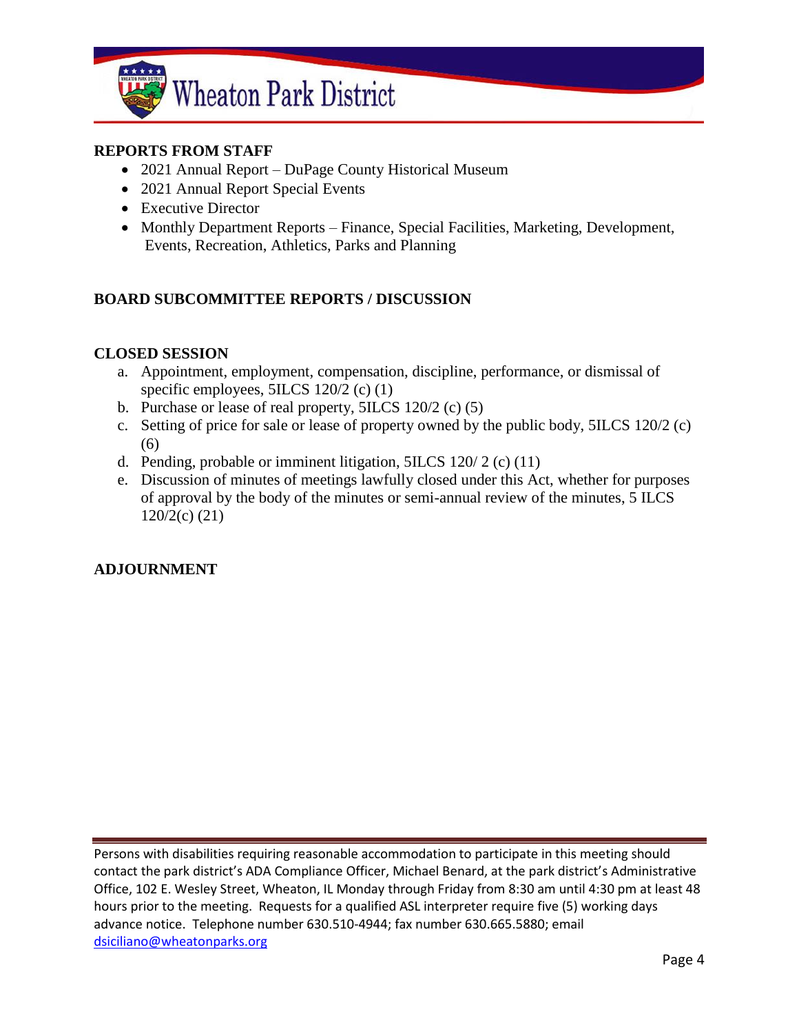**REPORTS FROM STAFF**

- 2021 Annual Report – DuPage County Historical Museum
- 2021 Annual Report Special Events
- Executive Director
- Monthly Department Reports – Finance, Special Facilities, Marketing, Development, Events, Recreation, Athletics, Parks and Planning

**BOARD SUBCOMMITTEE REPORTS / DISCUSSION**

**CLOSED SESSION**

a. Appointment, employment, compensation, discipline, performance, or dismissal of specific employees, 5ILCS 120/2 (c) (1)
b. Purchase or lease of real property, 5ILCS 120/2 (c) (5)
c. Setting of price for sale or lease of property owned by the public body, 5ILCS 120/2 (c) (6)
d. Pending, probable or imminent litigation, 5ILCS 120/ 2 (c) (11)
e. Discussion of minutes of meetings lawfully closed under this Act, whether for purposes of approval by the body of the minutes or semi-annual review of the minutes, 5 ILCS 120/2(c) (21)

**ADJOURNMENT**

Persons with disabilities requiring reasonable accommodation to participate in this meeting should contact the park district's ADA Compliance Officer, Michael Benard, at the park district's Administrative Office, 102 E. Wesley Street, Wheaton, IL Monday through Friday from 8:30 am until 4:30 pm at least 48 hours prior to the meeting. Requests for a qualified ASL interpreter require five (5) working days advance notice. Telephone number 630.510-4944; fax number 630.665.5880; email dsiciliano@wheatonparks.org